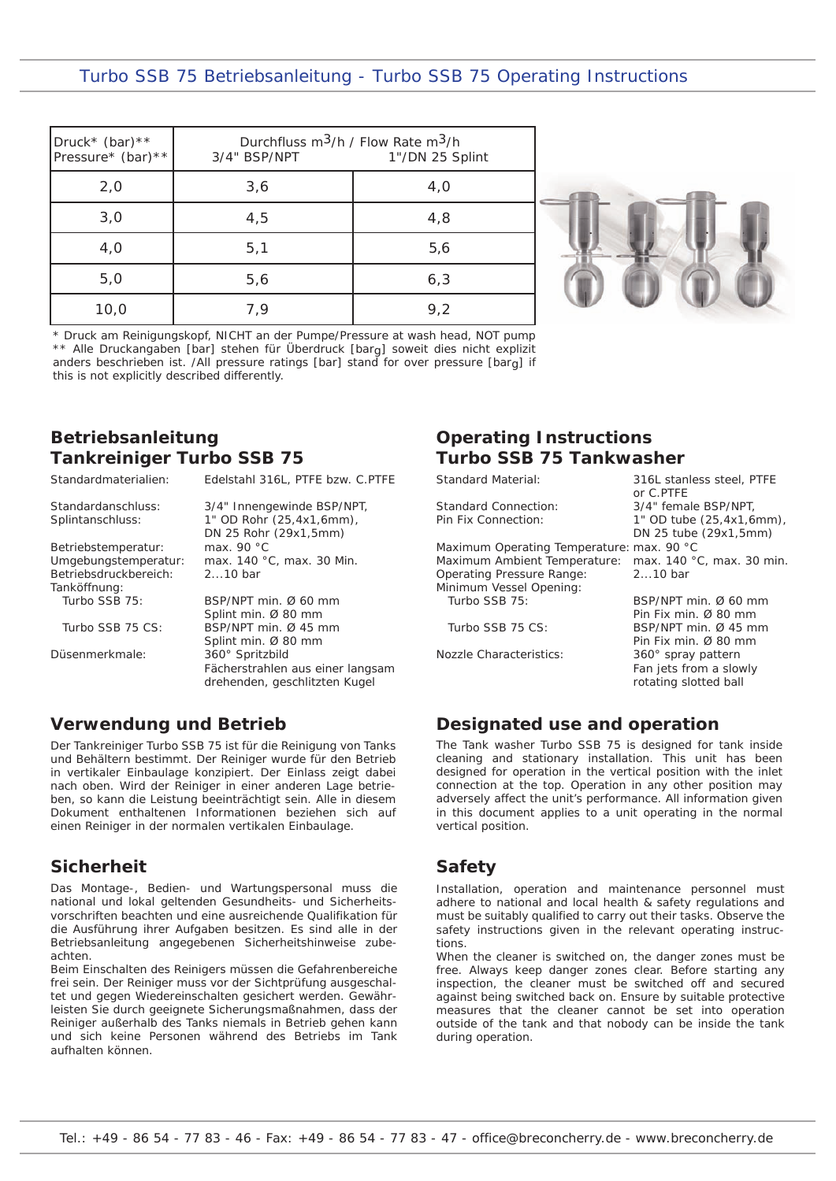# Turbo SSB 75 Betriebsanleitung - Turbo SSB 75 Operating Instructions

| Druck* (bar)** Pressure* (bar)** | Durchfluss m$^3$/h / Flow Rate m$^3$/h 3/4" BSP/NPT | 1"/DN 25 Splint |
|---|---|---|
| 2,0 | 3,6 | 4,0 |
| 3,0 | 4,5 | 4,8 |
| 4,0 | 5,1 | 5,6 |
| 5,0 | 5,6 | 6,3 |
| 10,0 | 7,9 | 9,2 |

\* Druck am Reinigungskopf, NICHT an der Pumpe/Pressure at wash head, NOT pump
\** Alle Druckangaben [bar] stehen für Überdruck [bar$_g$] soweit dies nicht explizit anders beschrieben ist. /All pressure ratings [bar] stand for over pressure [bar$_g$] if this is not explicitly described differently.

## Betriebsanleitung Tankreiniger Turbo SSB 75

| | |
|---|---|
| Standardmaterialien: | Edelstahl 316L, PTFE bzw. C.PTFE |
| Standardanschluss: | 3/4" Innengewinde BSP/NPT, |
| Splintanschluss: | 1" OD Rohr (25,4x1,6mm), DN 25 Rohr (29x1,5mm) |
| Betriebstemperatur: | max. 90 °C |
| Umgebungstemperatur: | max. 140 °C, max. 30 Min. |
| Betriebsdruckbereich: | 2...10 bar |
| Tanköffnung: | |
| Turbo SSB 75: | BSP/NPT min. Ø 60 mm, Splint min. Ø 80 mm |
| Turbo SSB 75 CS: | BSP/NPT min. Ø 45 mm, Splint min. Ø 80 mm |
| Düsenmerkmale: | 360° Spritzbild, Fächerstrahlen aus einer langsam drehenden, geschlitzten Kugel |

## Verwendung und Betrieb

Der Tankreiniger Turbo SSB 75 ist für die Reinigung von Tanks und Behältern bestimmt. Der Reiniger wurde für den Betrieb in vertikaler Einbaulage konzipiert. Der Einlass zeigt dabei nach oben. Wird der Reiniger in einer anderen Lage betrieben, so kann die Leistung beeinträchtigt sein. Alle in diesem Dokument enthaltenen Informationen beziehen sich auf einen Reiniger in der normalen vertikalen Einbaulage.

## Sicherheit

Das Montage-, Bedien- und Wartungspersonal muss die national und lokal geltenden Gesundheits- und Sicherheitsvorschriften beachten und eine ausreichende Qualifikation für die Ausführung ihrer Aufgaben besitzen. Es sind alle in der Betriebsanleitung angegebenen Sicherheitshinweise zubeachten.

Beim Einschalten des Reinigers müssen die Gefahrenbereiche frei sein. Der Reiniger muss vor der Sichtprüfung ausgeschaltet und gegen Wiedereinschalten gesichert werden. Gewährleisten Sie durch geeignete Sicherungsmaßnahmen, dass der Reiniger außerhalb des Tanks niemals in Betrieb gehen kann und sich keine Personen während des Betriebs im Tank aufhalten können.

## Operating Instructions Turbo SSB 75 Tankwasher

| | |
|---|---|
| Standard Material: | 316L stanless steel, PTFE or C.PTFE |
| Standard Connection: | 3/4" female BSP/NPT, |
| Pin Fix Connection: | 1" OD tube (25,4x1,6mm), DN 25 tube (29x1,5mm) |
| Maximum Operating Temperature: | max. 90 °C |
| Maximum Ambient Temperature: | max. 140 °C, max. 30 min. |
| Operating Pressure Range: | 2...10 bar |
| Minimum Vessel Opening: | |
| Turbo SSB 75: | BSP/NPT min. Ø 60 mm, Pin Fix min. Ø 80 mm |
| Turbo SSB 75 CS: | BSP/NPT min. Ø 45 mm, Pin Fix min. Ø 80 mm |
| Nozzle Characteristics: | 360° spray pattern, Fan jets from a slowly rotating slotted ball |

## Designated use and operation

The Tank washer Turbo SSB 75 is designed for tank inside cleaning and stationary installation. This unit has been designed for operation in the vertical position with the inlet connection at the top. Operation in any other position may adversely affect the unit's performance. All information given in this document applies to a unit operating in the normal vertical position.

## Safety

Installation, operation and maintenance personnel must adhere to national and local health & safety regulations and must be suitably qualified to carry out their tasks. Observe the safety instructions given in the relevant operating instructions.

When the cleaner is switched on, the danger zones must be free. Always keep danger zones clear. Before starting any inspection, the cleaner must be switched off and secured against being switched back on. Ensure by suitable protective measures that the cleaner cannot be set into operation outside of the tank and that nobody can be inside the tank during operation.

Tel.: +49 - 86 54 - 77 83 - 46 - Fax: +49 - 86 54 - 77 83 - 47 - office@breconcherry.de - www.breconcherry.de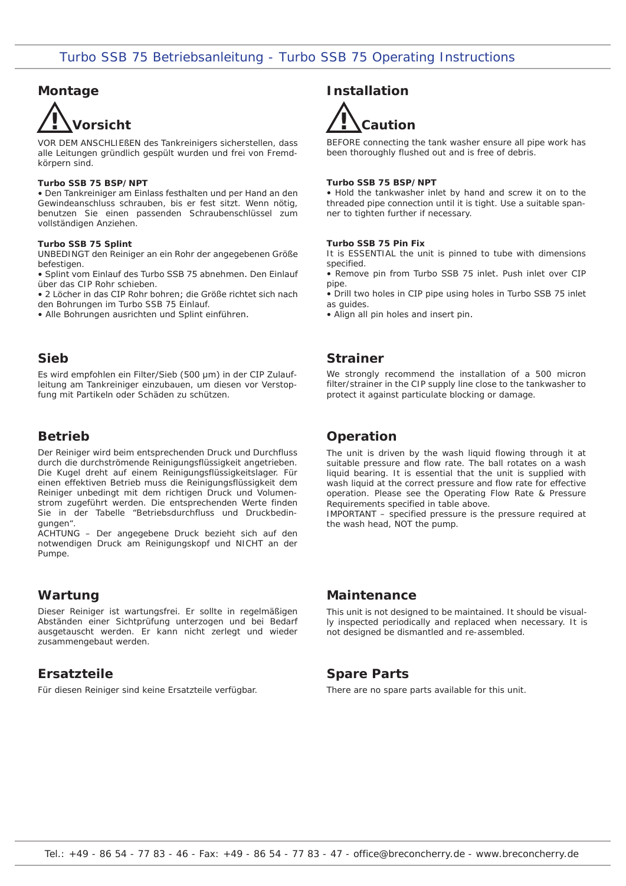# Turbo SSB 75 Betriebsanleitung - Turbo SSB 75 Operating Instructions

## Montage

### Vorsicht

VOR DEM ANSCHLIEßEN des Tankreinigers sicherstellen, dass alle Leitungen gründlich gespült wurden und frei von Fremdkörpern sind.

**Turbo SSB 75 BSP/NPT**

- Den Tankreiniger am Einlass festhalten und per Hand an den Gewindeanschluss schrauben, bis er fest sitzt. Wenn nötig, benutzen Sie einen passenden Schraubenschlüssel zum vollständigen Anziehen.

**Turbo SSB 75 Splint**

UNBEDINGT den Reiniger an ein Rohr der angegebenen Größe befestigen.

- Splint vom Einlauf des Turbo SSB 75 abnehmen. Den Einlauf über das CIP Rohr schieben.
- 2 Löcher in das CIP Rohr bohren; die Größe richtet sich nach den Bohrungen im Turbo SSB 75 Einlauf.
- Alle Bohrungen ausrichten und Splint einführen.

## Sieb

Es wird empfohlen ein Filter/Sieb (500 µm) in der CIP Zulaufleitung am Tankreiniger einzubauen, um diesen vor Verstopfung mit Partikeln oder Schäden zu schützen.

## Betrieb

Der Reiniger wird beim entsprechenden Druck und Durchfluss durch die durchströmende Reinigungsflüssigkeit angetrieben. Die Kugel dreht auf einem Reinigungsflüssigkeitslager. Für einen effektiven Betrieb muss die Reinigungsflüssigkeit dem Reiniger unbedingt mit dem richtigen Druck und Volumenstrom zugeführt werden. Die entsprechenden Werte finden Sie in der Tabelle "Betriebsdurchfluss und Druckbedingungen".

ACHTUNG – Der angegebene Druck bezieht sich auf den notwendigen Druck am Reinigungskopf und NICHT an der Pumpe.

## Wartung

Dieser Reiniger ist wartungsfrei. Er sollte in regelmäßigen Abständen einer Sichtprüfung unterzogen und bei Bedarf ausgetauscht werden. Er kann nicht zerlegt und wieder zusammengebaut werden.

## Ersatzteile

Für diesen Reiniger sind keine Ersatzteile verfügbar.

## Installation

### Caution

BEFORE connecting the tank washer ensure all pipe work has been thoroughly flushed out and is free of debris.

**Turbo SSB 75 BSP/NPT**

- Hold the tankwasher inlet by hand and screw it on to the threaded pipe connection until it is tight. Use a suitable spanner to tighten further if necessary.

**Turbo SSB 75 Pin Fix**

It is ESSENTIAL the unit is pinned to tube with dimensions specified.

- Remove pin from Turbo SSB 75 inlet. Push inlet over CIP pipe.
- Drill two holes in CIP pipe using holes in Turbo SSB 75 inlet as guides.
- Align all pin holes and insert pin.

## Strainer

We strongly recommend the installation of a 500 micron filter/strainer in the CIP supply line close to the tankwasher to protect it against particulate blocking or damage.

## Operation

The unit is driven by the wash liquid flowing through it at suitable pressure and flow rate. The ball rotates on a wash liquid bearing. It is essential that the unit is supplied with wash liquid at the correct pressure and flow rate for effective operation. Please see the Operating Flow Rate & Pressure Requirements specified in table above.

IMPORTANT – specified pressure is the pressure required at the wash head, NOT the pump.

## Maintenance

This unit is not designed to be maintained. It should be visually inspected periodically and replaced when necessary. It is not designed be dismantled and re-assembled.

## Spare Parts

There are no spare parts available for this unit.

Tel.: +49 - 86 54 - 77 83 - 46 - Fax: +49 - 86 54 - 77 83 - 47 - office@breconcherry.de - www.breconcherry.de